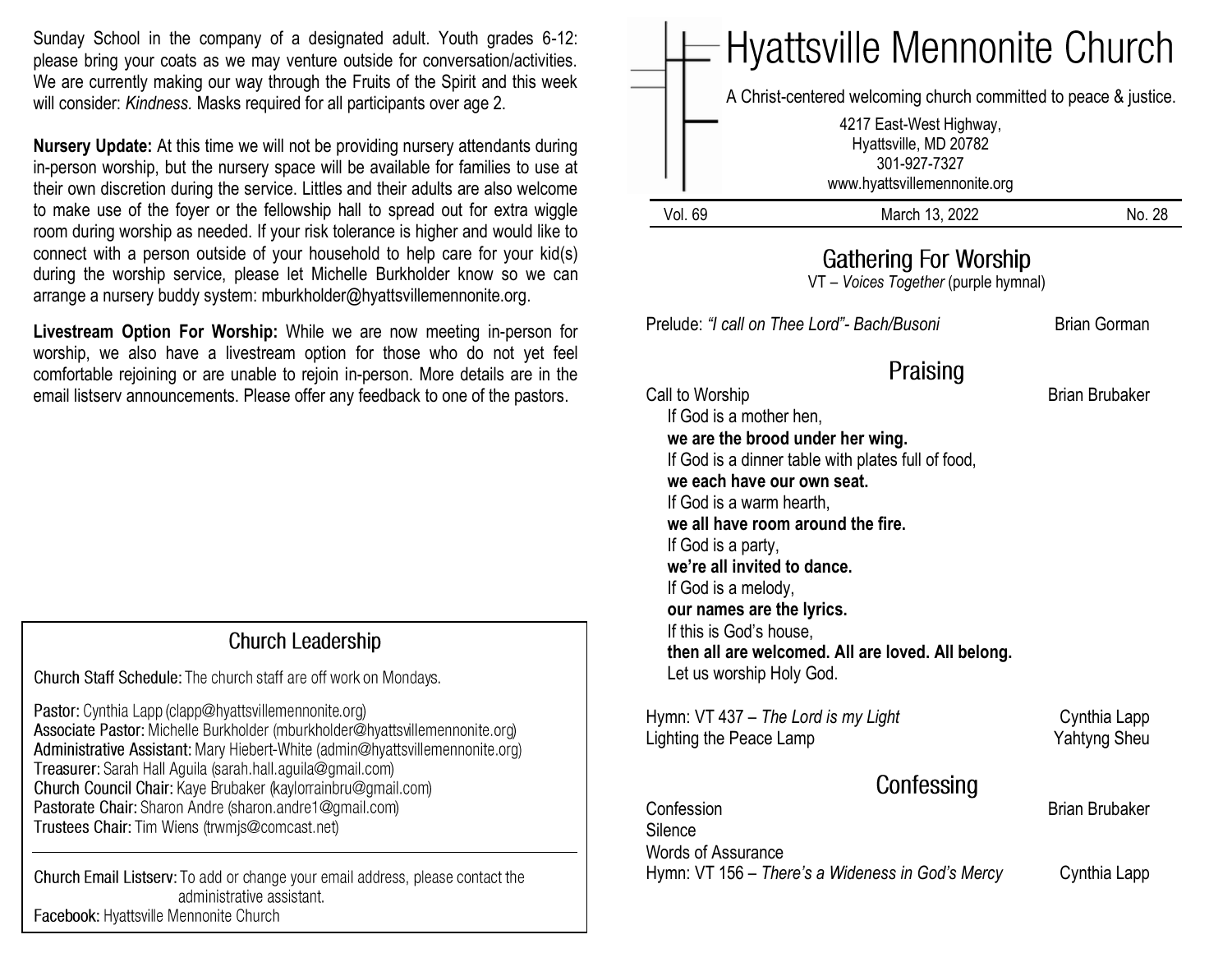Sunday School in the company of a designated adult. Youth grades 6-12: please bring your coats as we may venture outside for conversation/activities. We are currently making our way through the Fruits of the Spirit and this week will consider: *Kindness.* Masks required for all participants over age 2.

**Nursery Update:** At this time we will not be providing nursery attendants during in-person worship, but the nursery space will be available for families to use at their own discretion during the service. Littles and their adults are also welcome to make use of the foyer or the fellowship hall to spread out for extra wiggle room during worship as needed. If your risk tolerance is higher and would like to connect with a person outside of your household to help care for your kid(s) during the worship service, please let Michelle Burkholder know so we can arrange a nursery buddy system: mburkholder@hyattsvillemennonite.org.

**Livestream Option For Worship:** While we are now meeting in-person for worship, we also have a livestream option for those who do not yet feel comfortable rejoining or are unable to rejoin in-person. More details are in the email listserv announcements. Please offer any feedback to one of the pastors.

## Church Leadership

Church Staff Schedule: The church staff are off work on Mondays.

Pastor: Cynthia Lapp (clapp@hyattsvillemennonite.org)
Associate Pastor: Michelle Burkholder (mburkholder@hyattsvillemennonite.org)
Administrative Assistant: Mary Hiebert-White (admin@hyattsvillemennonite.org)
Treasurer: Sarah Hall Aguila (sarah.hall.aguila@gmail.com)
Church Council Chair: Kaye Brubaker (kaylorrainbru@gmail.com)
Pastorate Chair: Sharon Andre (sharon.andre1@gmail.com)
Trustees Chair: Tim Wiens (trwmjs@comcast.net)

Church Email Listserv: To add or change your email address, please contact the administrative assistant.
Facebook: Hyattsville Mennonite Church

# Hyattsville Mennonite Church

A Christ-centered welcoming church committed to peace & justice.

4217 East-West Highway,
Hyattsville, MD 20782
301-927-7327
www.hyattsvillemennonite.org

Vol. 69 | March 13, 2022 | No. 28

## Gathering For Worship

VT – *Voices Together* (purple hymnal)

Prelude: *"I call on Thee Lord"- Bach/Busoni* — Brian Gorman

## Praising

Call to Worship — Brian Brubaker

If God is a mother hen,
**we are the brood under her wing.**
If God is a dinner table with plates full of food,
**we each have our own seat.**
If God is a warm hearth,
**we all have room around the fire.**
If God is a party,
**we're all invited to dance.**
If God is a melody,
**our names are the lyrics.**
If this is God's house,
**then all are welcomed. All are loved. All belong.**
Let us worship Holy God.

Hymn: VT 437 – *The Lord is my Light* — Cynthia Lapp
Lighting the Peace Lamp — Yahtyng Sheu

## Confessing

Confession — Brian Brubaker
Silence
Words of Assurance
Hymn: VT 156 – *There's a Wideness in God's Mercy* — Cynthia Lapp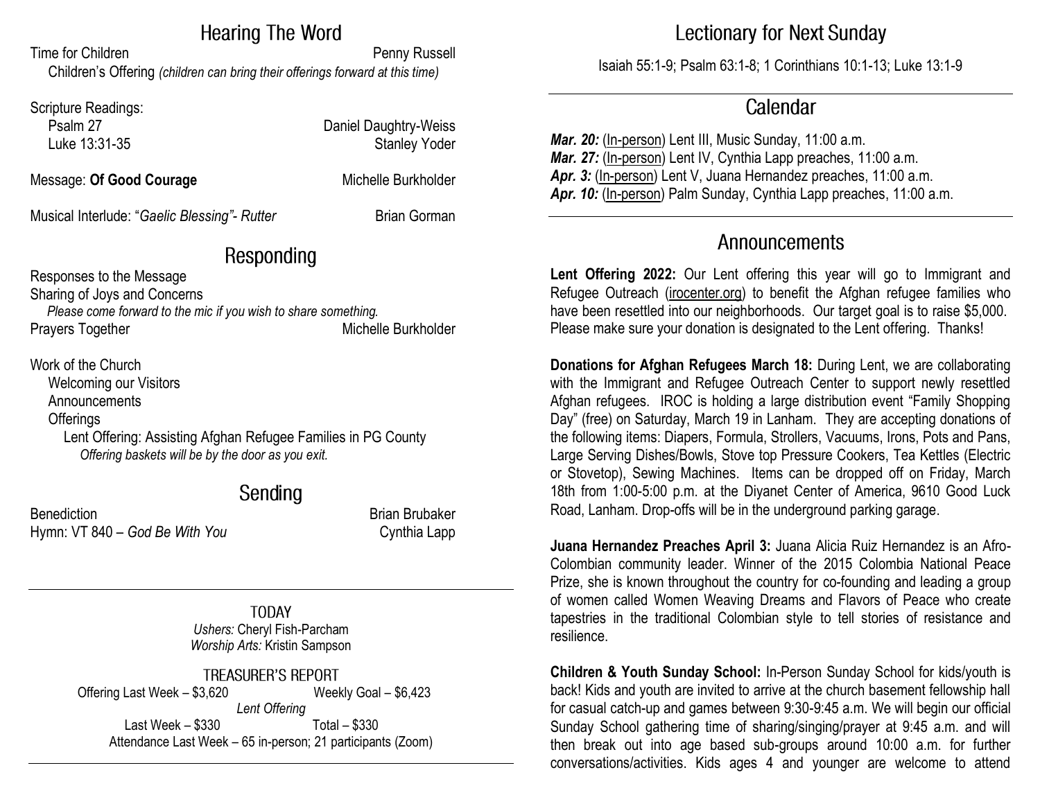## Hearing The Word

Time for Children — Penny Russell

Children's Offering *(children can bring their offerings forward at this time)*

Scripture Readings:

Psalm 27 — Daniel Daughtry-Weiss

Luke 13:31-35 — Stanley Yoder

Message: **Of Good Courage** — Michelle Burkholder

Musical Interlude: "*Gaelic Blessing*"*- Rutter* — Brian Gorman

## Responding

Responses to the Message

Sharing of Joys and Concerns

*Please come forward to the mic if you wish to share something.*

Prayers Together — Michelle Burkholder

Work of the Church

Welcoming our Visitors

Announcements

Offerings

Lent Offering: Assisting Afghan Refugee Families in PG County

*Offering baskets will be by the door as you exit.*

## Sending

Benediction — Brian Brubaker

Hymn: VT 840 – *God Be With You* — Cynthia Lapp

---

### TODAY

*Ushers:* Cheryl Fish-Parcham

*Worship Arts:* Kristin Sampson

### TREASURER'S REPORT

Offering Last Week – $3,620 Weekly Goal – $6,423

*Lent Offering*

Last Week – $330 Total – $330

Attendance Last Week – 65 in-person; 21 participants (Zoom)

---

## Lectionary for Next Sunday

Isaiah 55:1-9; Psalm 63:1-8; 1 Corinthians 10:1-13; Luke 13:1-9

## Calendar

***Mar. 20:*** (In-person) Lent III, Music Sunday, 11:00 a.m.

***Mar. 27:*** (In-person) Lent IV, Cynthia Lapp preaches, 11:00 a.m.

***Apr. 3:*** (In-person) Lent V, Juana Hernandez preaches, 11:00 a.m.

***Apr. 10:*** (In-person) Palm Sunday, Cynthia Lapp preaches, 11:00 a.m.

## Announcements

**Lent Offering 2022:** Our Lent offering this year will go to Immigrant and Refugee Outreach (irocenter.org) to benefit the Afghan refugee families who have been resettled into our neighborhoods. Our target goal is to raise $5,000. Please make sure your donation is designated to the Lent offering. Thanks!

**Donations for Afghan Refugees March 18:** During Lent, we are collaborating with the Immigrant and Refugee Outreach Center to support newly resettled Afghan refugees. IROC is holding a large distribution event "Family Shopping Day" (free) on Saturday, March 19 in Lanham. They are accepting donations of the following items: Diapers, Formula, Strollers, Vacuums, Irons, Pots and Pans, Large Serving Dishes/Bowls, Stove top Pressure Cookers, Tea Kettles (Electric or Stovetop), Sewing Machines. Items can be dropped off on Friday, March 18th from 1:00-5:00 p.m. at the Diyanet Center of America, 9610 Good Luck Road, Lanham. Drop-offs will be in the underground parking garage.

**Juana Hernandez Preaches April 3:** Juana Alicia Ruiz Hernandez is an Afro-Colombian community leader. Winner of the 2015 Colombia National Peace Prize, she is known throughout the country for co-founding and leading a group of women called Women Weaving Dreams and Flavors of Peace who create tapestries in the traditional Colombian style to tell stories of resistance and resilience.

**Children & Youth Sunday School:** In-Person Sunday School for kids/youth is back! Kids and youth are invited to arrive at the church basement fellowship hall for casual catch-up and games between 9:30-9:45 a.m. We will begin our official Sunday School gathering time of sharing/singing/prayer at 9:45 a.m. and will then break out into age based sub-groups around 10:00 a.m. for further conversations/activities. Kids ages 4 and younger are welcome to attend